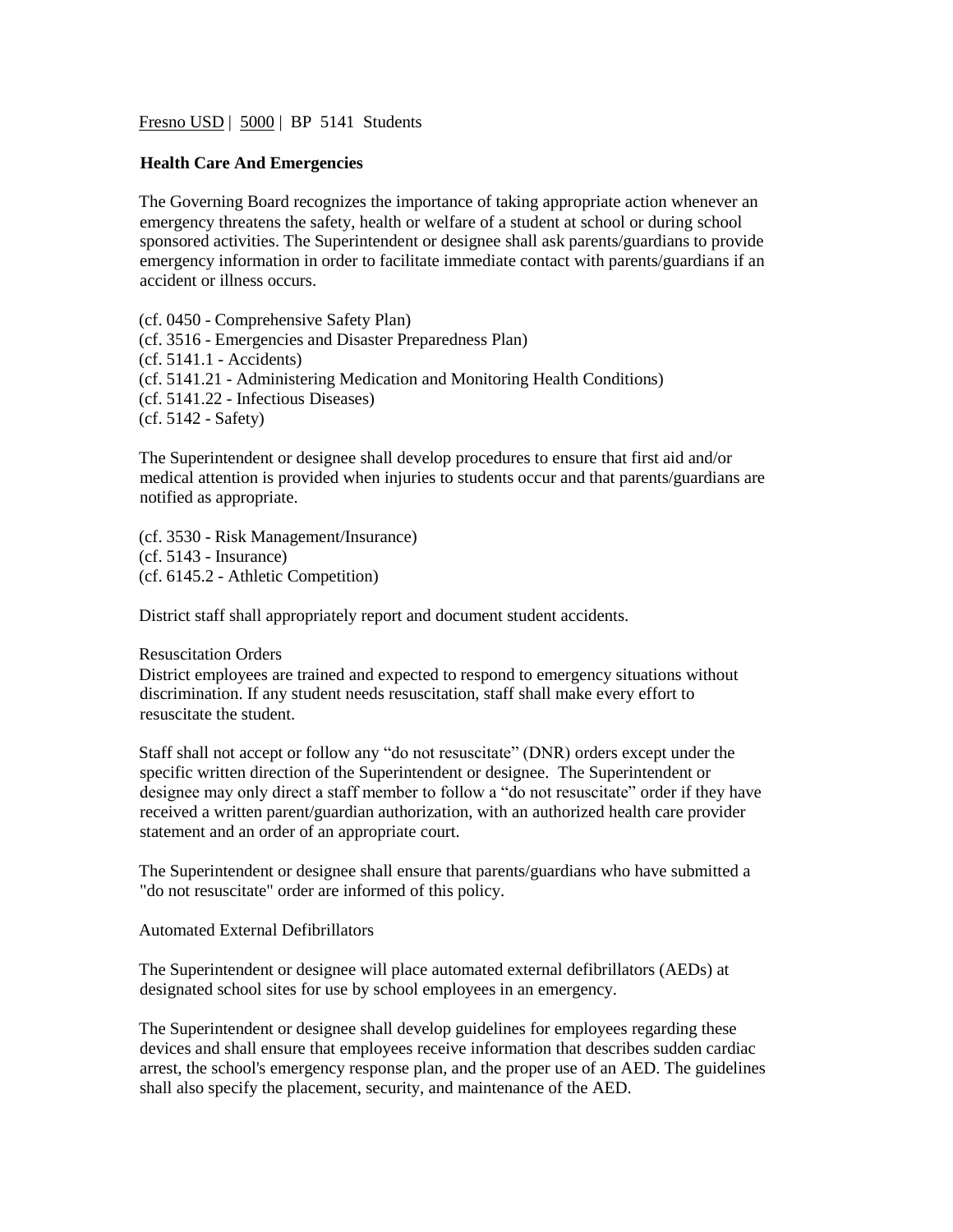Fresno USD | 5000 | BP 5141 Students

## Health Care And Emergencies

The Governing Board recognizes the importance of taking appropriate action whenever an emergency threatens the safety, health or welfare of a student at school or during school sponsored activities. The Superintendent or designee shall ask parents/guardians to provide emergency information in order to facilitate immediate contact with parents/guardians if an accident or illness occurs.

(cf. 0450 - Comprehensive Safety Plan)
(cf. 3516 - Emergencies and Disaster Preparedness Plan)
(cf. 5141.1 - Accidents)
(cf. 5141.21 - Administering Medication and Monitoring Health Conditions)
(cf. 5141.22 - Infectious Diseases)
(cf. 5142 - Safety)

The Superintendent or designee shall develop procedures to ensure that first aid and/or medical attention is provided when injuries to students occur and that parents/guardians are notified as appropriate.

(cf. 3530 - Risk Management/Insurance)
(cf. 5143 - Insurance)
(cf. 6145.2 - Athletic Competition)

District staff shall appropriately report and document student accidents.

### Resuscitation Orders

District employees are trained and expected to respond to emergency situations without discrimination. If any student needs resuscitation, staff shall make every effort to resuscitate the student.

Staff shall not accept or follow any "do not resuscitate" (DNR) orders except under the specific written direction of the Superintendent or designee. The Superintendent or designee may only direct a staff member to follow a "do not resuscitate" order if they have received a written parent/guardian authorization, with an authorized health care provider statement and an order of an appropriate court.

The Superintendent or designee shall ensure that parents/guardians who have submitted a "do not resuscitate" order are informed of this policy.

### Automated External Defibrillators

The Superintendent or designee will place automated external defibrillators (AEDs) at designated school sites for use by school employees in an emergency.

The Superintendent or designee shall develop guidelines for employees regarding these devices and shall ensure that employees receive information that describes sudden cardiac arrest, the school's emergency response plan, and the proper use of an AED. The guidelines shall also specify the placement, security, and maintenance of the AED.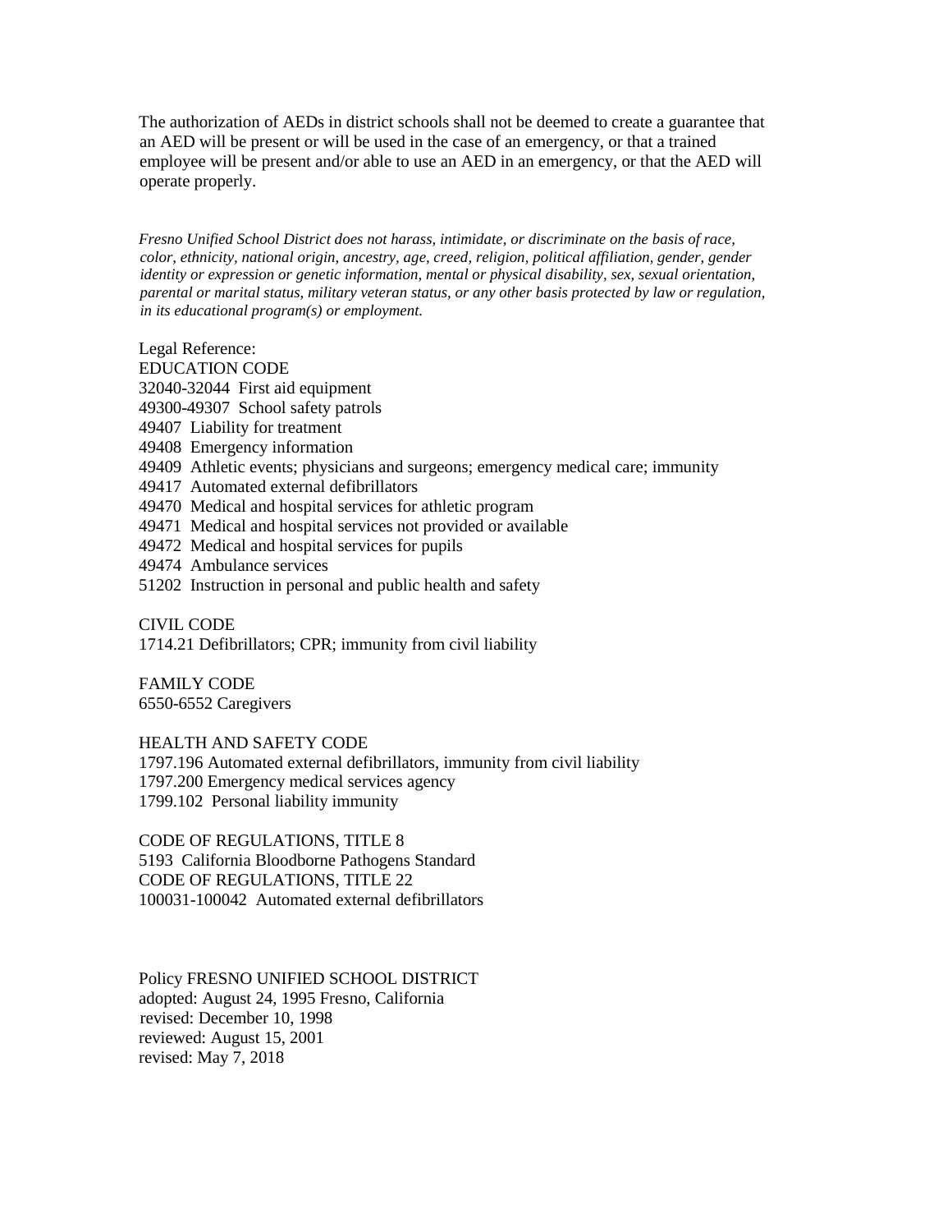The authorization of AEDs in district schools shall not be deemed to create a guarantee that an AED will be present or will be used in the case of an emergency, or that a trained employee will be present and/or able to use an AED in an emergency, or that the AED will operate properly.

*Fresno Unified School District does not harass, intimidate, or discriminate on the basis of race, color, ethnicity, national origin, ancestry, age, creed, religion, political affiliation, gender, gender identity or expression or genetic information, mental or physical disability, sex, sexual orientation, parental or marital status, military veteran status, or any other basis protected by law or regulation, in its educational program(s) or employment.*

Legal Reference:
EDUCATION CODE
32040-32044 First aid equipment
49300-49307 School safety patrols
49407 Liability for treatment
49408 Emergency information
49409 Athletic events; physicians and surgeons; emergency medical care; immunity
49417 Automated external defibrillators
49470 Medical and hospital services for athletic program
49471 Medical and hospital services not provided or available
49472 Medical and hospital services for pupils
49474 Ambulance services
51202 Instruction in personal and public health and safety

CIVIL CODE
1714.21 Defibrillators; CPR; immunity from civil liability

FAMILY CODE
6550-6552 Caregivers

HEALTH AND SAFETY CODE
1797.196 Automated external defibrillators, immunity from civil liability
1797.200 Emergency medical services agency
1799.102 Personal liability immunity

CODE OF REGULATIONS, TITLE 8
5193 California Bloodborne Pathogens Standard
CODE OF REGULATIONS, TITLE 22
100031-100042 Automated external defibrillators

Policy FRESNO UNIFIED SCHOOL DISTRICT
adopted: August 24, 1995 Fresno, California
revised: December 10, 1998
reviewed: August 15, 2001
revised: May 7, 2018